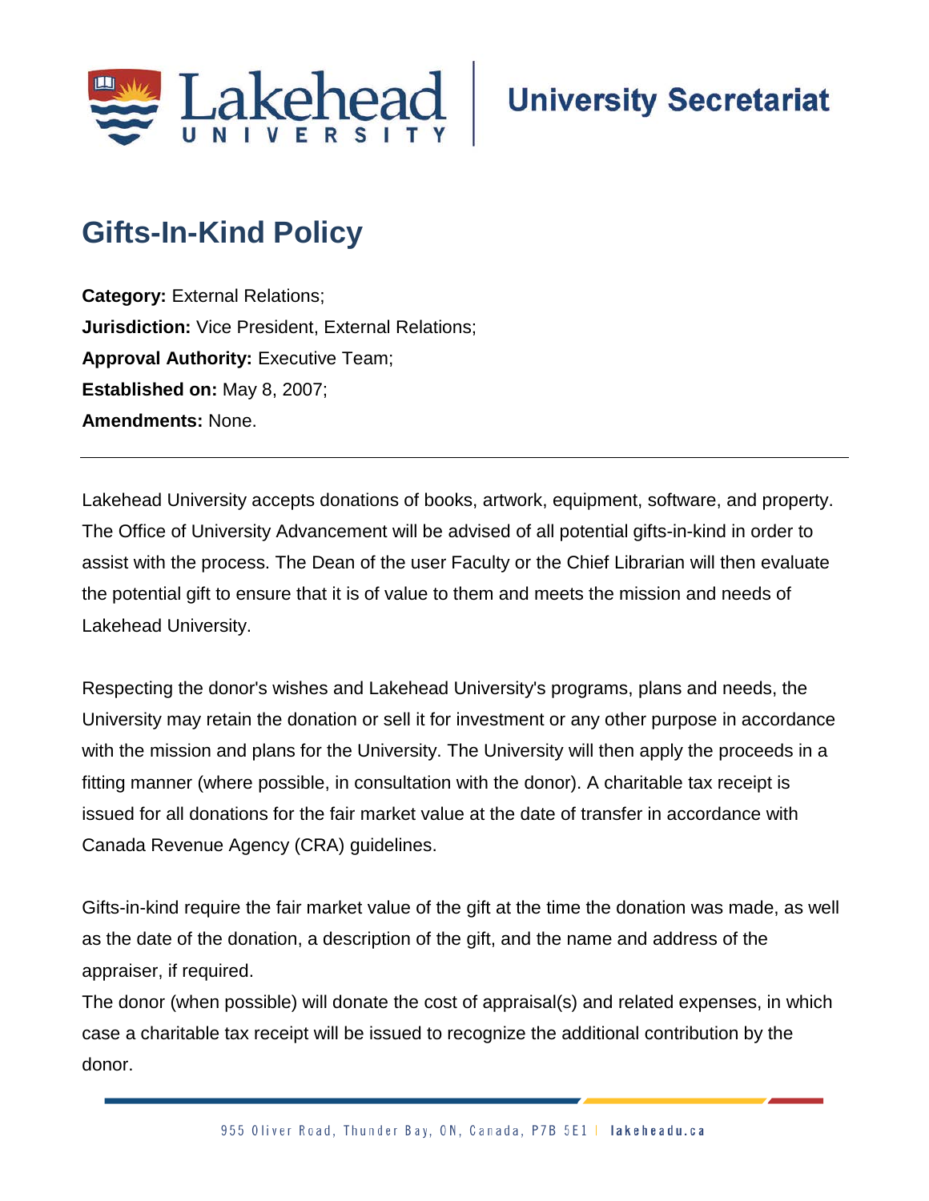# Gifts-In-Kind Policy

**Category:** External Relations;
**Jurisdiction:** Vice President, External Relations;
**Approval Authority:** Executive Team;
**Established on:** May 8, 2007;
**Amendments:** None.

---

Lakehead University accepts donations of books, artwork, equipment, software, and property. The Office of University Advancement will be advised of all potential gifts-in-kind in order to assist with the process. The Dean of the user Faculty or the Chief Librarian will then evaluate the potential gift to ensure that it is of value to them and meets the mission and needs of Lakehead University.

Respecting the donor's wishes and Lakehead University's programs, plans and needs, the University may retain the donation or sell it for investment or any other purpose in accordance with the mission and plans for the University. The University will then apply the proceeds in a fitting manner (where possible, in consultation with the donor). A charitable tax receipt is issued for all donations for the fair market value at the date of transfer in accordance with Canada Revenue Agency (CRA) guidelines.

Gifts-in-kind require the fair market value of the gift at the time the donation was made, as well as the date of the donation, a description of the gift, and the name and address of the appraiser, if required.

The donor (when possible) will donate the cost of appraisal(s) and related expenses, in which case a charitable tax receipt will be issued to recognize the additional contribution by the donor.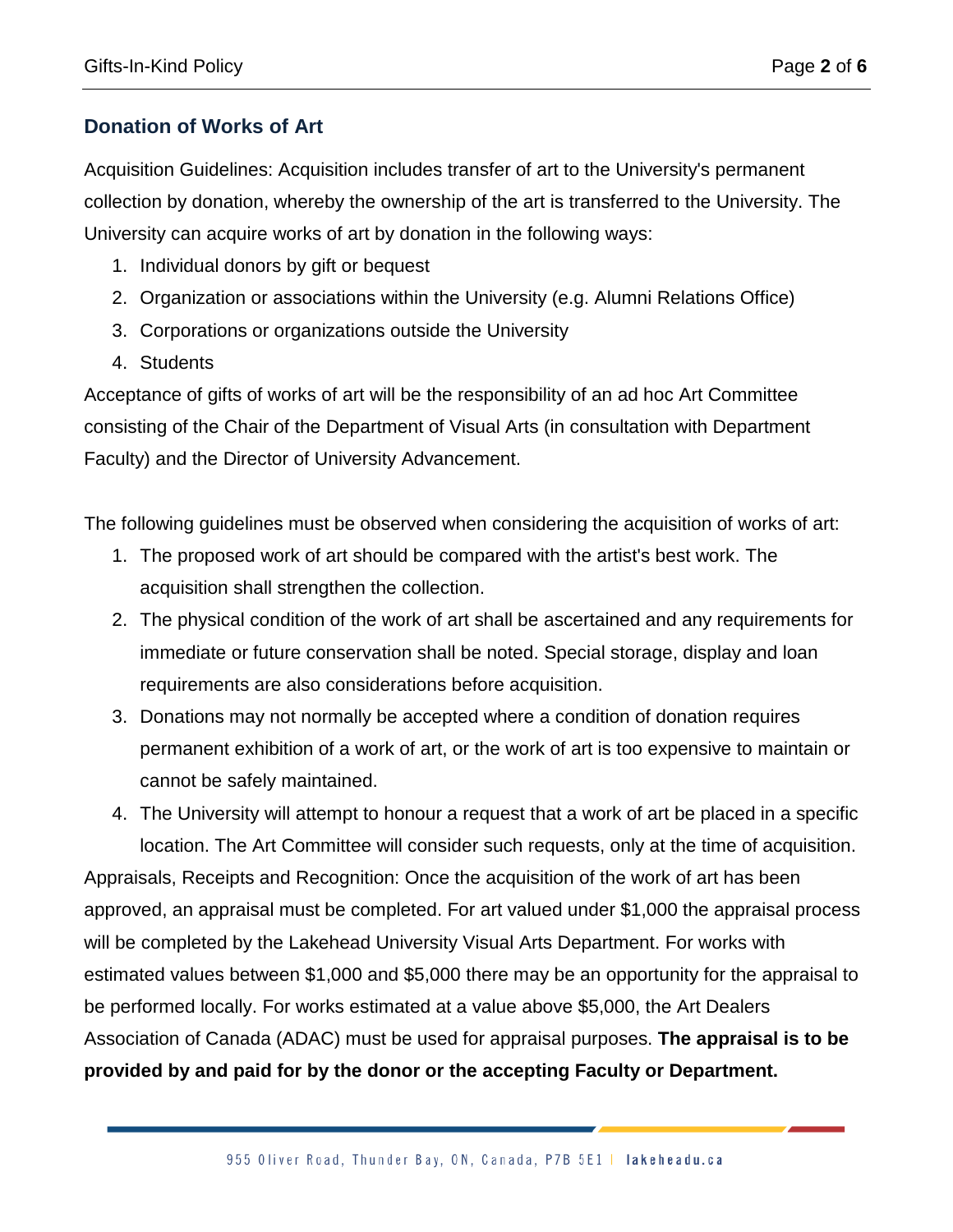## Donation of Works of Art

Acquisition Guidelines: Acquisition includes transfer of art to the University's permanent collection by donation, whereby the ownership of the art is transferred to the University. The University can acquire works of art by donation in the following ways:

1. Individual donors by gift or bequest
2. Organization or associations within the University (e.g. Alumni Relations Office)
3. Corporations or organizations outside the University
4. Students

Acceptance of gifts of works of art will be the responsibility of an ad hoc Art Committee consisting of the Chair of the Department of Visual Arts (in consultation with Department Faculty) and the Director of University Advancement.

The following guidelines must be observed when considering the acquisition of works of art:

1. The proposed work of art should be compared with the artist's best work. The acquisition shall strengthen the collection.
2. The physical condition of the work of art shall be ascertained and any requirements for immediate or future conservation shall be noted. Special storage, display and loan requirements are also considerations before acquisition.
3. Donations may not normally be accepted where a condition of donation requires permanent exhibition of a work of art, or the work of art is too expensive to maintain or cannot be safely maintained.
4. The University will attempt to honour a request that a work of art be placed in a specific location. The Art Committee will consider such requests, only at the time of acquisition.

Appraisals, Receipts and Recognition: Once the acquisition of the work of art has been approved, an appraisal must be completed. For art valued under $1,000 the appraisal process will be completed by the Lakehead University Visual Arts Department. For works with estimated values between $1,000 and $5,000 there may be an opportunity for the appraisal to be performed locally. For works estimated at a value above $5,000, the Art Dealers Association of Canada (ADAC) must be used for appraisal purposes. **The appraisal is to be provided by and paid for by the donor or the accepting Faculty or Department.**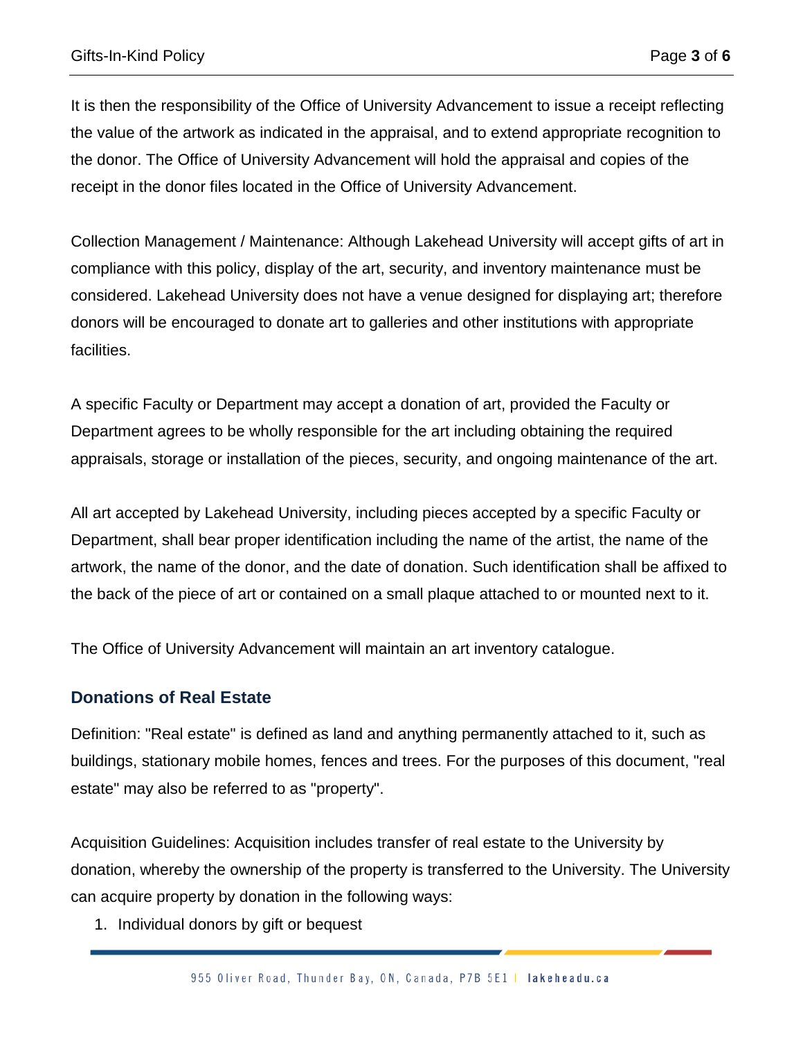It is then the responsibility of the Office of University Advancement to issue a receipt reflecting the value of the artwork as indicated in the appraisal, and to extend appropriate recognition to the donor. The Office of University Advancement will hold the appraisal and copies of the receipt in the donor files located in the Office of University Advancement.

Collection Management / Maintenance: Although Lakehead University will accept gifts of art in compliance with this policy, display of the art, security, and inventory maintenance must be considered. Lakehead University does not have a venue designed for displaying art; therefore donors will be encouraged to donate art to galleries and other institutions with appropriate facilities.

A specific Faculty or Department may accept a donation of art, provided the Faculty or Department agrees to be wholly responsible for the art including obtaining the required appraisals, storage or installation of the pieces, security, and ongoing maintenance of the art.

All art accepted by Lakehead University, including pieces accepted by a specific Faculty or Department, shall bear proper identification including the name of the artist, the name of the artwork, the name of the donor, and the date of donation. Such identification shall be affixed to the back of the piece of art or contained on a small plaque attached to or mounted next to it.

The Office of University Advancement will maintain an art inventory catalogue.

## Donations of Real Estate

Definition: "Real estate" is defined as land and anything permanently attached to it, such as buildings, stationary mobile homes, fences and trees. For the purposes of this document, "real estate" may also be referred to as "property".

Acquisition Guidelines: Acquisition includes transfer of real estate to the University by donation, whereby the ownership of the property is transferred to the University. The University can acquire property by donation in the following ways:

1. Individual donors by gift or bequest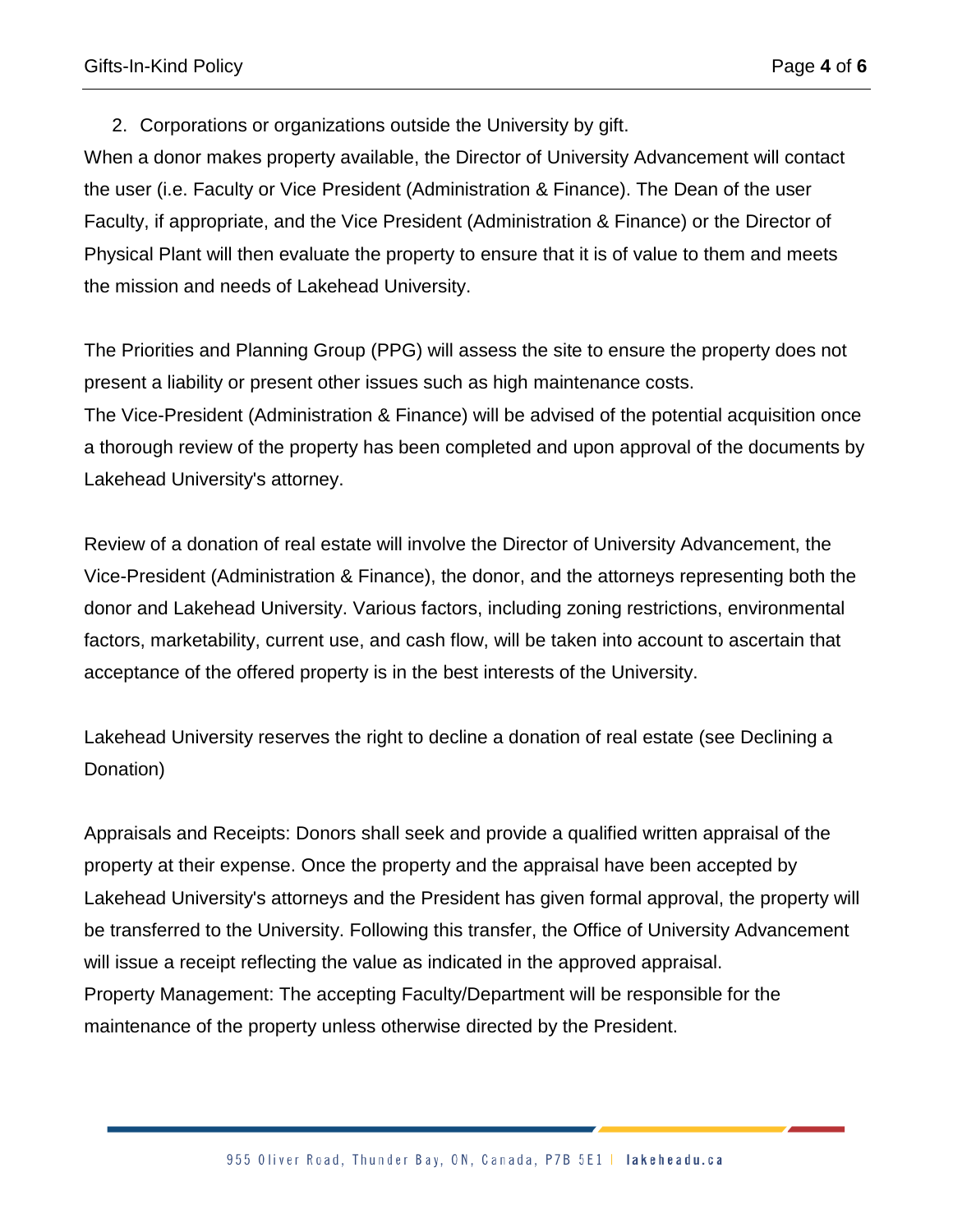2. Corporations or organizations outside the University by gift.

When a donor makes property available, the Director of University Advancement will contact the user (i.e. Faculty or Vice President (Administration & Finance). The Dean of the user Faculty, if appropriate, and the Vice President (Administration & Finance) or the Director of Physical Plant will then evaluate the property to ensure that it is of value to them and meets the mission and needs of Lakehead University.

The Priorities and Planning Group (PPG) will assess the site to ensure the property does not present a liability or present other issues such as high maintenance costs.

The Vice-President (Administration & Finance) will be advised of the potential acquisition once a thorough review of the property has been completed and upon approval of the documents by Lakehead University's attorney.

Review of a donation of real estate will involve the Director of University Advancement, the Vice-President (Administration & Finance), the donor, and the attorneys representing both the donor and Lakehead University. Various factors, including zoning restrictions, environmental factors, marketability, current use, and cash flow, will be taken into account to ascertain that acceptance of the offered property is in the best interests of the University.

Lakehead University reserves the right to decline a donation of real estate (see Declining a Donation)

Appraisals and Receipts: Donors shall seek and provide a qualified written appraisal of the property at their expense. Once the property and the appraisal have been accepted by Lakehead University's attorneys and the President has given formal approval, the property will be transferred to the University. Following this transfer, the Office of University Advancement will issue a receipt reflecting the value as indicated in the approved appraisal.

Property Management: The accepting Faculty/Department will be responsible for the maintenance of the property unless otherwise directed by the President.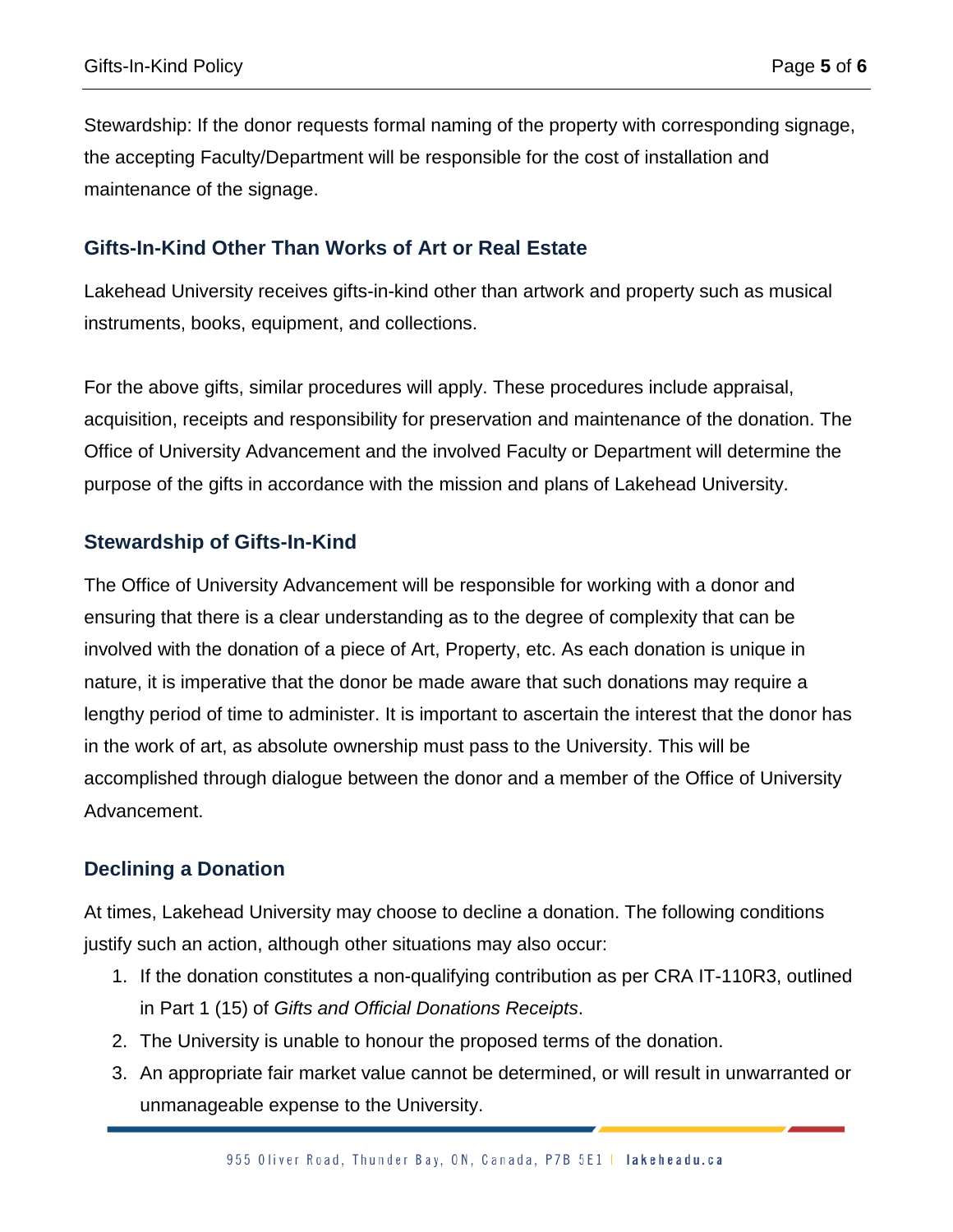Stewardship: If the donor requests formal naming of the property with corresponding signage, the accepting Faculty/Department will be responsible for the cost of installation and maintenance of the signage.

## Gifts-In-Kind Other Than Works of Art or Real Estate

Lakehead University receives gifts-in-kind other than artwork and property such as musical instruments, books, equipment, and collections.

For the above gifts, similar procedures will apply. These procedures include appraisal, acquisition, receipts and responsibility for preservation and maintenance of the donation. The Office of University Advancement and the involved Faculty or Department will determine the purpose of the gifts in accordance with the mission and plans of Lakehead University.

## Stewardship of Gifts-In-Kind

The Office of University Advancement will be responsible for working with a donor and ensuring that there is a clear understanding as to the degree of complexity that can be involved with the donation of a piece of Art, Property, etc. As each donation is unique in nature, it is imperative that the donor be made aware that such donations may require a lengthy period of time to administer. It is important to ascertain the interest that the donor has in the work of art, as absolute ownership must pass to the University. This will be accomplished through dialogue between the donor and a member of the Office of University Advancement.

## Declining a Donation

At times, Lakehead University may choose to decline a donation. The following conditions justify such an action, although other situations may also occur:

1. If the donation constitutes a non-qualifying contribution as per CRA IT-110R3, outlined in Part 1 (15) of *Gifts and Official Donations Receipts*.
2. The University is unable to honour the proposed terms of the donation.
3. An appropriate fair market value cannot be determined, or will result in unwarranted or unmanageable expense to the University.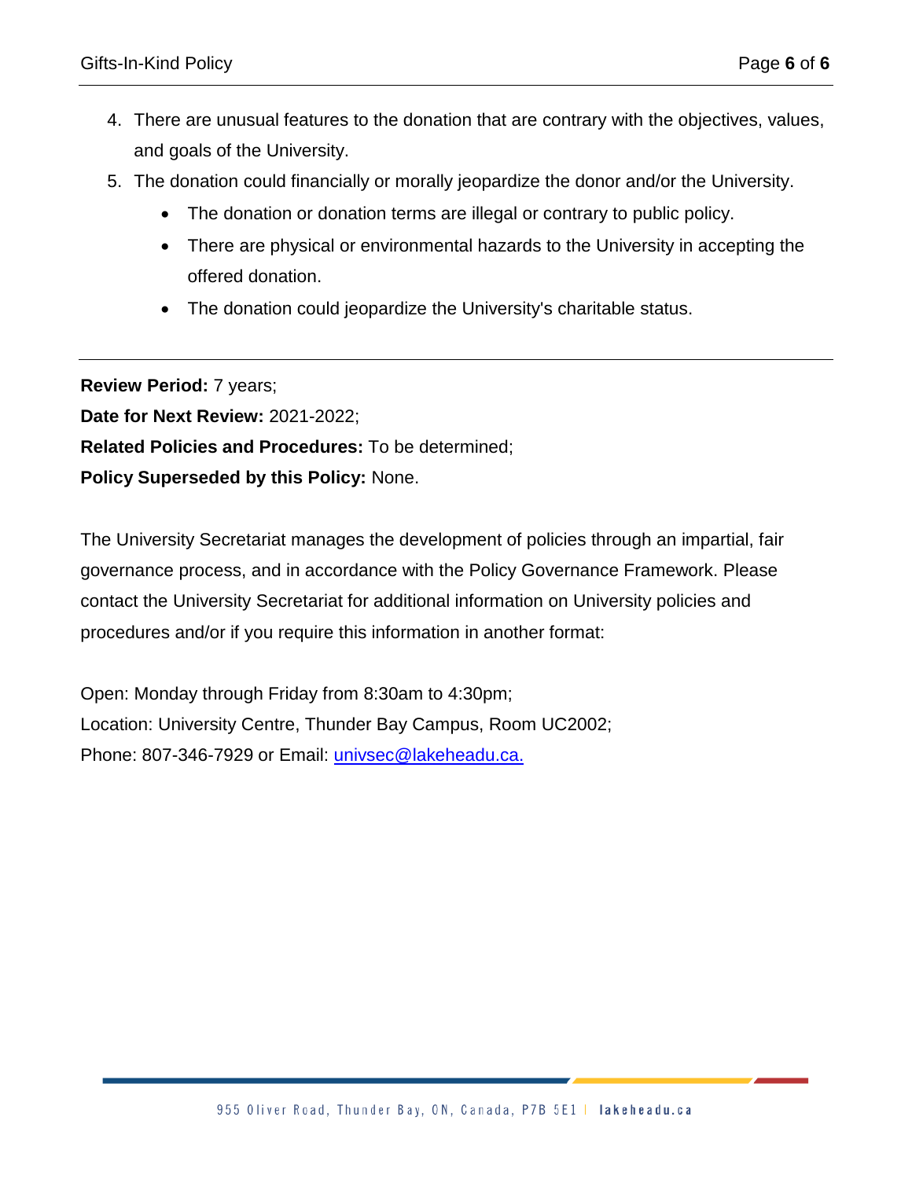4. There are unusual features to the donation that are contrary with the objectives, values, and goals of the University.
5. The donation could financially or morally jeopardize the donor and/or the University.
    - The donation or donation terms are illegal or contrary to public policy.
    - There are physical or environmental hazards to the University in accepting the offered donation.
    - The donation could jeopardize the University's charitable status.

---

**Review Period:** 7 years;
**Date for Next Review:** 2021-2022;
**Related Policies and Procedures:** To be determined;
**Policy Superseded by this Policy:** None.

The University Secretariat manages the development of policies through an impartial, fair governance process, and in accordance with the Policy Governance Framework. Please contact the University Secretariat for additional information on University policies and procedures and/or if you require this information in another format:

Open: Monday through Friday from 8:30am to 4:30pm;
Location: University Centre, Thunder Bay Campus, Room UC2002;
Phone: 807-346-7929 or Email: univsec@lakeheadu.ca.